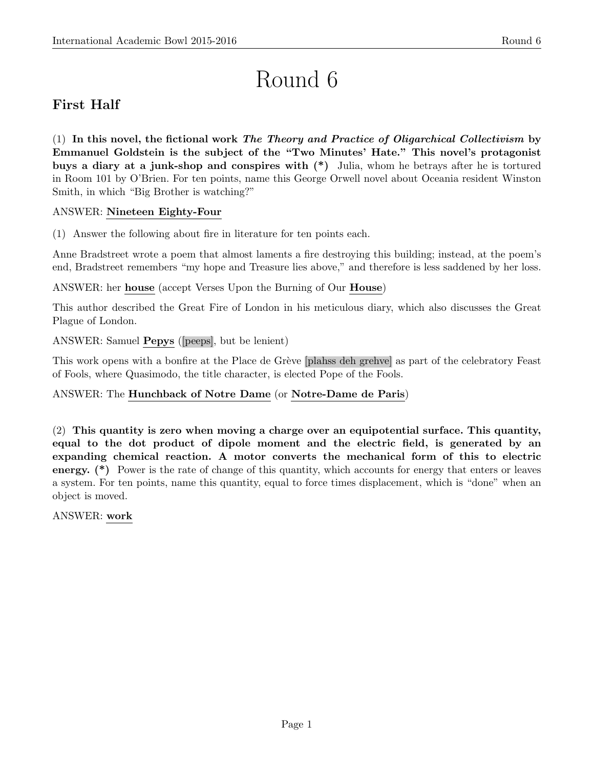# Round 6

## First Half

(1) **In this novel, the fictional work *The Theory and Practice of Oligarchical Collectivism* by Emmanuel Goldstein is the subject of the "Two Minutes' Hate." This novel's protagonist buys a diary at a junk-shop and conspires with (*)** Julia, whom he betrays after he is tortured in Room 101 by O'Brien. For ten points, name this George Orwell novel about Oceania resident Winston Smith, in which "Big Brother is watching?"

ANSWER: **Nineteen Eighty-Four**

(1) Answer the following about fire in literature for ten points each.

Anne Bradstreet wrote a poem that almost laments a fire destroying this building; instead, at the poem's end, Bradstreet remembers "my hope and Treasure lies above," and therefore is less saddened by her loss.

ANSWER: her **house** (accept Verses Upon the Burning of Our **House**)

This author described the Great Fire of London in his meticulous diary, which also discusses the Great Plague of London.

ANSWER: Samuel **Pepys** ([peeps], but be lenient)

This work opens with a bonfire at the Place de Grève [plahss deh grehve] as part of the celebratory Feast of Fools, where Quasimodo, the title character, is elected Pope of the Fools.

ANSWER: The **Hunchback of Notre Dame** (or **Notre-Dame de Paris**)

(2) **This quantity is zero when moving a charge over an equipotential surface. This quantity, equal to the dot product of dipole moment and the electric field, is generated by an expanding chemical reaction. A motor converts the mechanical form of this to electric energy. (*)** Power is the rate of change of this quantity, which accounts for energy that enters or leaves a system. For ten points, name this quantity, equal to force times displacement, which is "done" when an object is moved.

ANSWER: **work**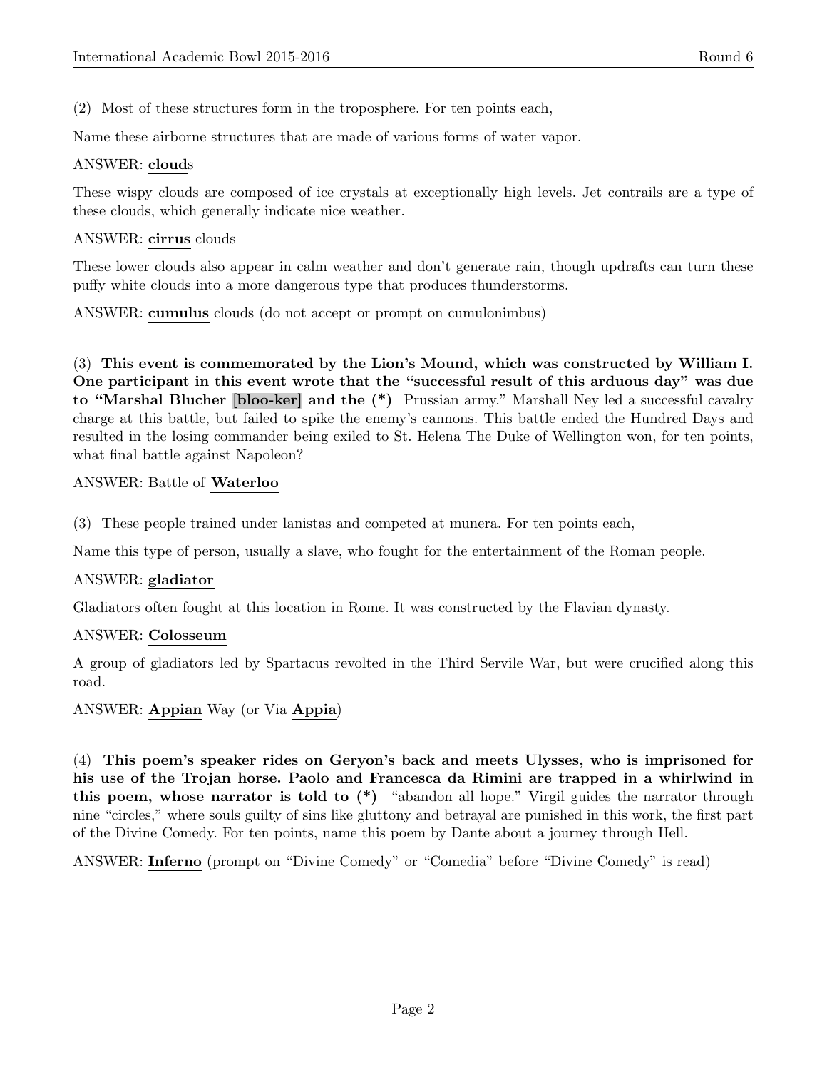(2) Most of these structures form in the troposphere. For ten points each,

Name these airborne structures that are made of various forms of water vapor.

ANSWER: **cloud**s

These wispy clouds are composed of ice crystals at exceptionally high levels. Jet contrails are a type of these clouds, which generally indicate nice weather.

ANSWER: **cirrus** clouds

These lower clouds also appear in calm weather and don't generate rain, though updrafts can turn these puffy white clouds into a more dangerous type that produces thunderstorms.

ANSWER: **cumulus** clouds (do not accept or prompt on cumulonimbus)

(3) **This event is commemorated by the Lion's Mound, which was constructed by William I. One participant in this event wrote that the "successful result of this arduous day" was due to "Marshal Blucher [bloo-ker] and the (*)** Prussian army." Marshall Ney led a successful cavalry charge at this battle, but failed to spike the enemy's cannons. This battle ended the Hundred Days and resulted in the losing commander being exiled to St. Helena The Duke of Wellington won, for ten points, what final battle against Napoleon?

ANSWER: Battle of **Waterloo**

(3) These people trained under lanistas and competed at munera. For ten points each,

Name this type of person, usually a slave, who fought for the entertainment of the Roman people.

ANSWER: **gladiator**

Gladiators often fought at this location in Rome. It was constructed by the Flavian dynasty.

ANSWER: **Colosseum**

A group of gladiators led by Spartacus revolted in the Third Servile War, but were crucified along this road.

ANSWER: **Appian** Way (or Via **Appia**)

(4) **This poem's speaker rides on Geryon's back and meets Ulysses, who is imprisoned for his use of the Trojan horse. Paolo and Francesca da Rimini are trapped in a whirlwind in this poem, whose narrator is told to (*)** "abandon all hope." Virgil guides the narrator through nine "circles," where souls guilty of sins like gluttony and betrayal are punished in this work, the first part of the Divine Comedy. For ten points, name this poem by Dante about a journey through Hell.

ANSWER: **Inferno** (prompt on "Divine Comedy" or "Comedia" before "Divine Comedy" is read)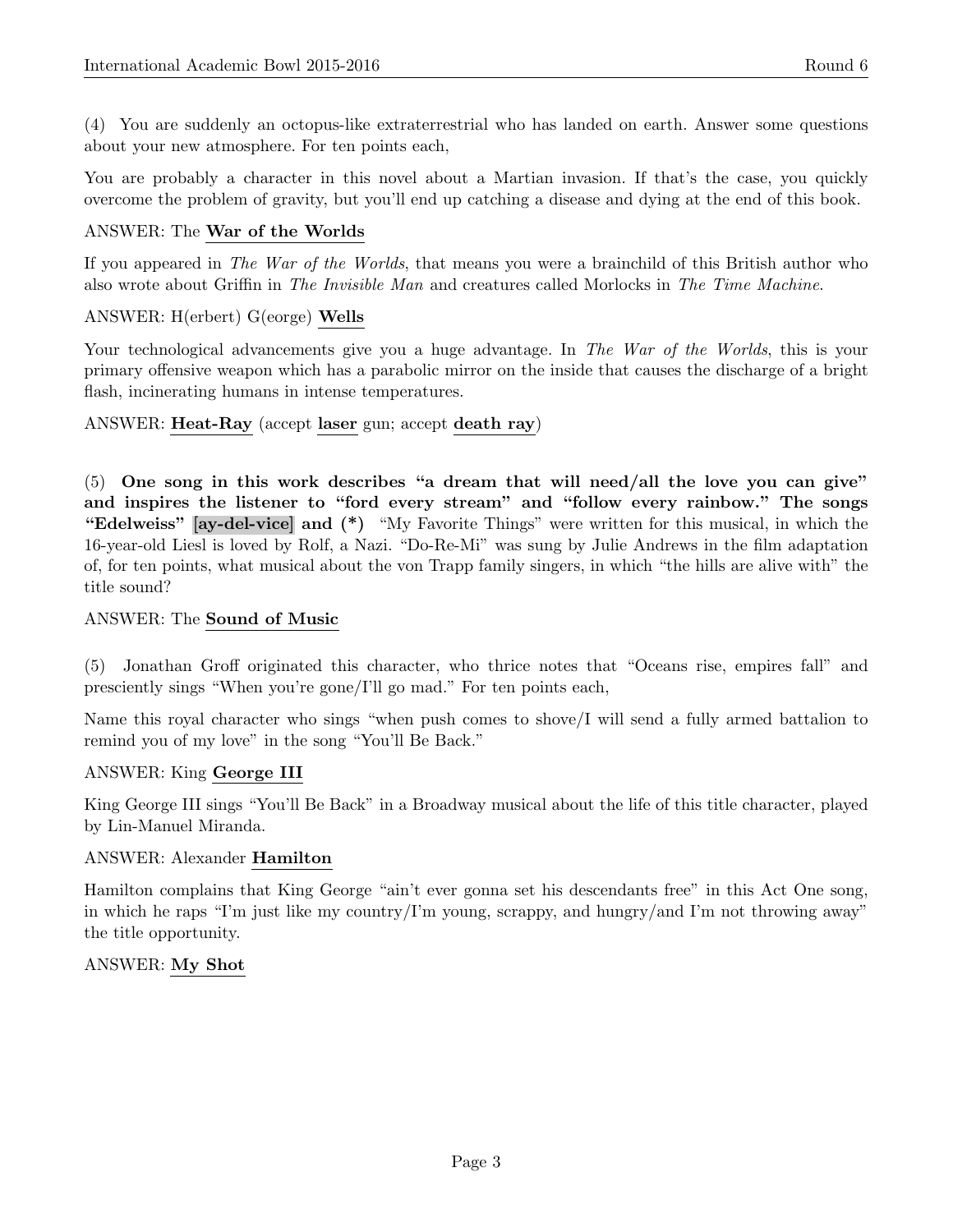(4) You are suddenly an octopus-like extraterrestrial who has landed on earth. Answer some questions about your new atmosphere. For ten points each,

You are probably a character in this novel about a Martian invasion. If that's the case, you quickly overcome the problem of gravity, but you'll end up catching a disease and dying at the end of this book.

ANSWER: The **War of the Worlds**

If you appeared in *The War of the Worlds*, that means you were a brainchild of this British author who also wrote about Griffin in *The Invisible Man* and creatures called Morlocks in *The Time Machine*.

ANSWER: H(erbert) G(eorge) **Wells**

Your technological advancements give you a huge advantage. In *The War of the Worlds*, this is your primary offensive weapon which has a parabolic mirror on the inside that causes the discharge of a bright flash, incinerating humans in intense temperatures.

ANSWER: **Heat-Ray** (accept **laser** gun; accept **death ray**)

(5) **One song in this work describes "a dream that will need/all the love you can give" and inspires the listener to "ford every stream" and "follow every rainbow." The songs "Edelweiss" [ay-del-vice] and (*)** "My Favorite Things" were written for this musical, in which the 16-year-old Liesl is loved by Rolf, a Nazi. "Do-Re-Mi" was sung by Julie Andrews in the film adaptation of, for ten points, what musical about the von Trapp family singers, in which "the hills are alive with" the title sound?

ANSWER: The **Sound of Music**

(5) Jonathan Groff originated this character, who thrice notes that "Oceans rise, empires fall" and presciently sings "When you're gone/I'll go mad." For ten points each,

Name this royal character who sings "when push comes to shove/I will send a fully armed battalion to remind you of my love" in the song "You'll Be Back."

ANSWER: King **George III**

King George III sings "You'll Be Back" in a Broadway musical about the life of this title character, played by Lin-Manuel Miranda.

ANSWER: Alexander **Hamilton**

Hamilton complains that King George "ain't ever gonna set his descendants free" in this Act One song, in which he raps "I'm just like my country/I'm young, scrappy, and hungry/and I'm not throwing away" the title opportunity.

ANSWER: **My Shot**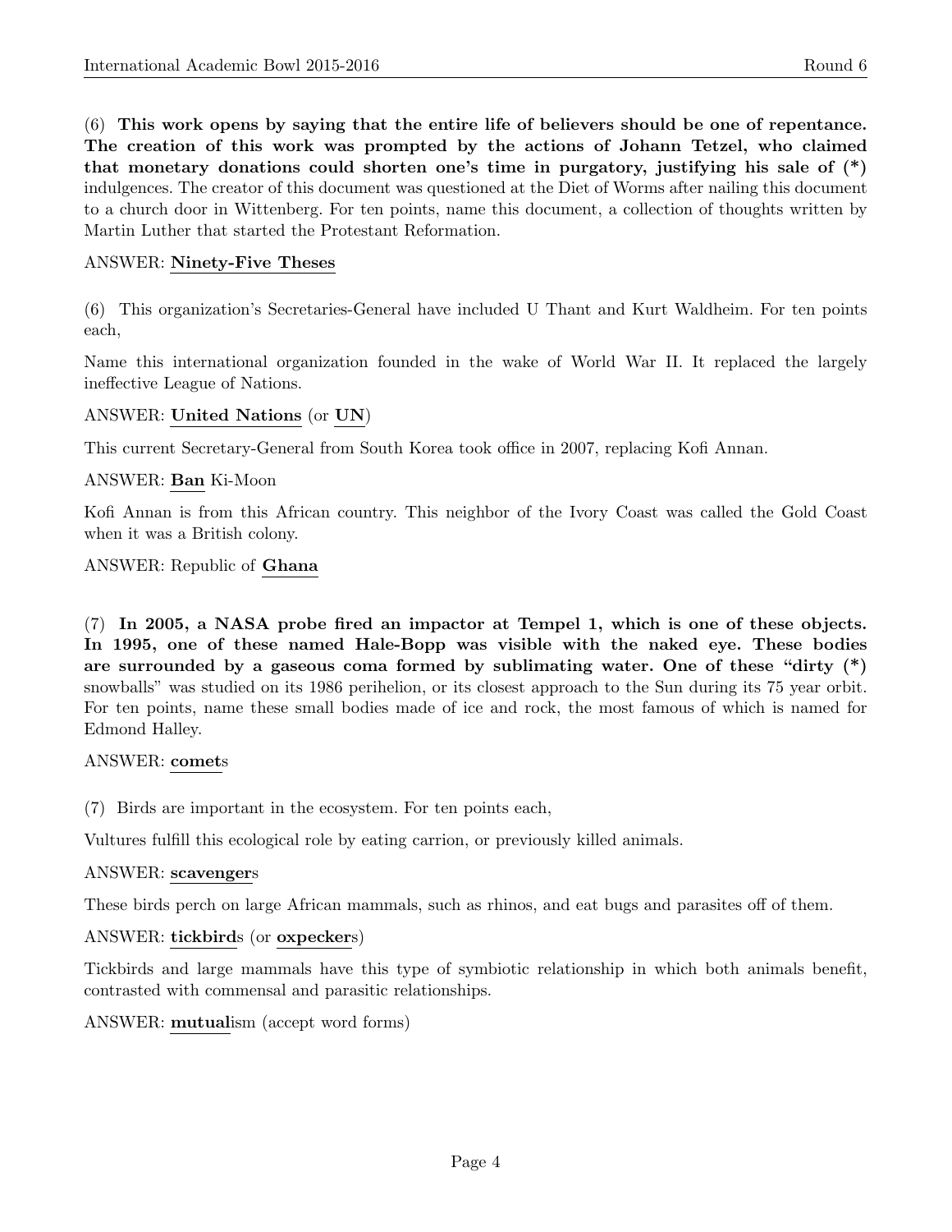(6) **This work opens by saying that the entire life of believers should be one of repentance. The creation of this work was prompted by the actions of Johann Tetzel, who claimed that monetary donations could shorten one's time in purgatory, justifying his sale of (*)** indulgences. The creator of this document was questioned at the Diet of Worms after nailing this document to a church door in Wittenberg. For ten points, name this document, a collection of thoughts written by Martin Luther that started the Protestant Reformation.

ANSWER: **Ninety-Five Theses**

(6) This organization's Secretaries-General have included U Thant and Kurt Waldheim. For ten points each,

Name this international organization founded in the wake of World War II. It replaced the largely ineffective League of Nations.

ANSWER: **United Nations** (or **UN**)

This current Secretary-General from South Korea took office in 2007, replacing Kofi Annan.

ANSWER: **Ban** Ki-Moon

Kofi Annan is from this African country. This neighbor of the Ivory Coast was called the Gold Coast when it was a British colony.

ANSWER: Republic of **Ghana**

(7) **In 2005, a NASA probe fired an impactor at Tempel 1, which is one of these objects. In 1995, one of these named Hale-Bopp was visible with the naked eye. These bodies are surrounded by a gaseous coma formed by sublimating water. One of these "dirty (*)** snowballs" was studied on its 1986 perihelion, or its closest approach to the Sun during its 75 year orbit. For ten points, name these small bodies made of ice and rock, the most famous of which is named for Edmond Halley.

ANSWER: **comet**s

(7) Birds are important in the ecosystem. For ten points each,

Vultures fulfill this ecological role by eating carrion, or previously killed animals.

ANSWER: **scavenger**s

These birds perch on large African mammals, such as rhinos, and eat bugs and parasites off of them.

ANSWER: **tickbird**s (or **oxpecker**s)

Tickbirds and large mammals have this type of symbiotic relationship in which both animals benefit, contrasted with commensal and parasitic relationships.

ANSWER: **mutual**ism (accept word forms)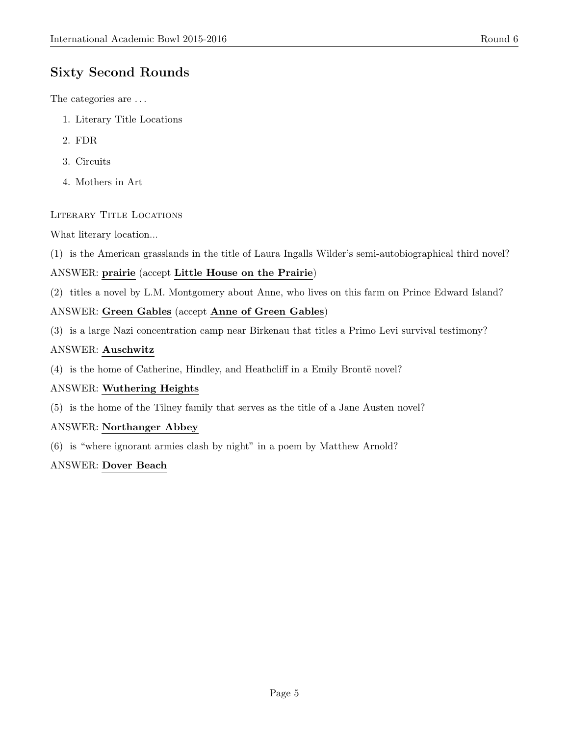## Sixty Second Rounds

The categories are . . .

1. Literary Title Locations
2. FDR
3. Circuits
4. Mothers in Art

Literary Title Locations

What literary location...

(1) is the American grasslands in the title of Laura Ingalls Wilder's semi-autobiographical third novel?

ANSWER: **prairie** (accept **Little House on the Prairie**)

(2) titles a novel by L.M. Montgomery about Anne, who lives on this farm on Prince Edward Island?

ANSWER: **Green Gables** (accept **Anne of Green Gables**)

(3) is a large Nazi concentration camp near Birkenau that titles a Primo Levi survival testimony?

ANSWER: **Auschwitz**

(4) is the home of Catherine, Hindley, and Heathcliff in a Emily Brontë novel?

ANSWER: **Wuthering Heights**

(5) is the home of the Tilney family that serves as the title of a Jane Austen novel?

ANSWER: **Northanger Abbey**

(6) is "where ignorant armies clash by night" in a poem by Matthew Arnold?

ANSWER: **Dover Beach**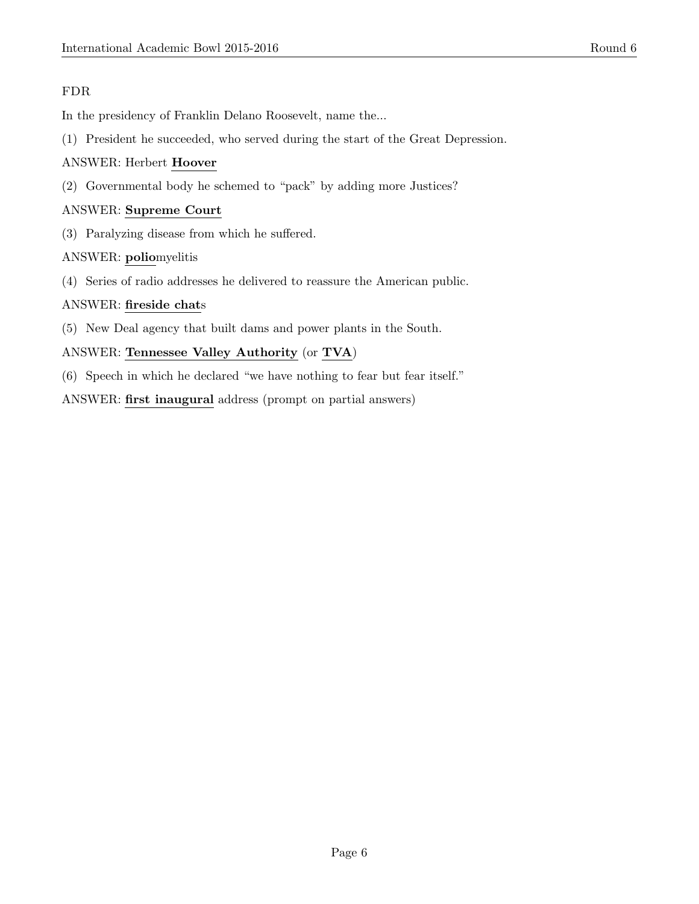FDR

In the presidency of Franklin Delano Roosevelt, name the...

(1) President he succeeded, who served during the start of the Great Depression.

ANSWER: Herbert **<u>Hoover</u>**

(2) Governmental body he schemed to "pack" by adding more Justices?

ANSWER: **<u>Supreme Court</u>**

(3) Paralyzing disease from which he suffered.

ANSWER: **<u>polio</u>**myelitis

(4) Series of radio addresses he delivered to reassure the American public.

ANSWER: **<u>fireside chat</u>**s

(5) New Deal agency that built dams and power plants in the South.

ANSWER: **<u>Tennessee Valley Authority</u>** (or **<u>TVA</u>**)

(6) Speech in which he declared "we have nothing to fear but fear itself."

ANSWER: **<u>first inaugural</u>** address (prompt on partial answers)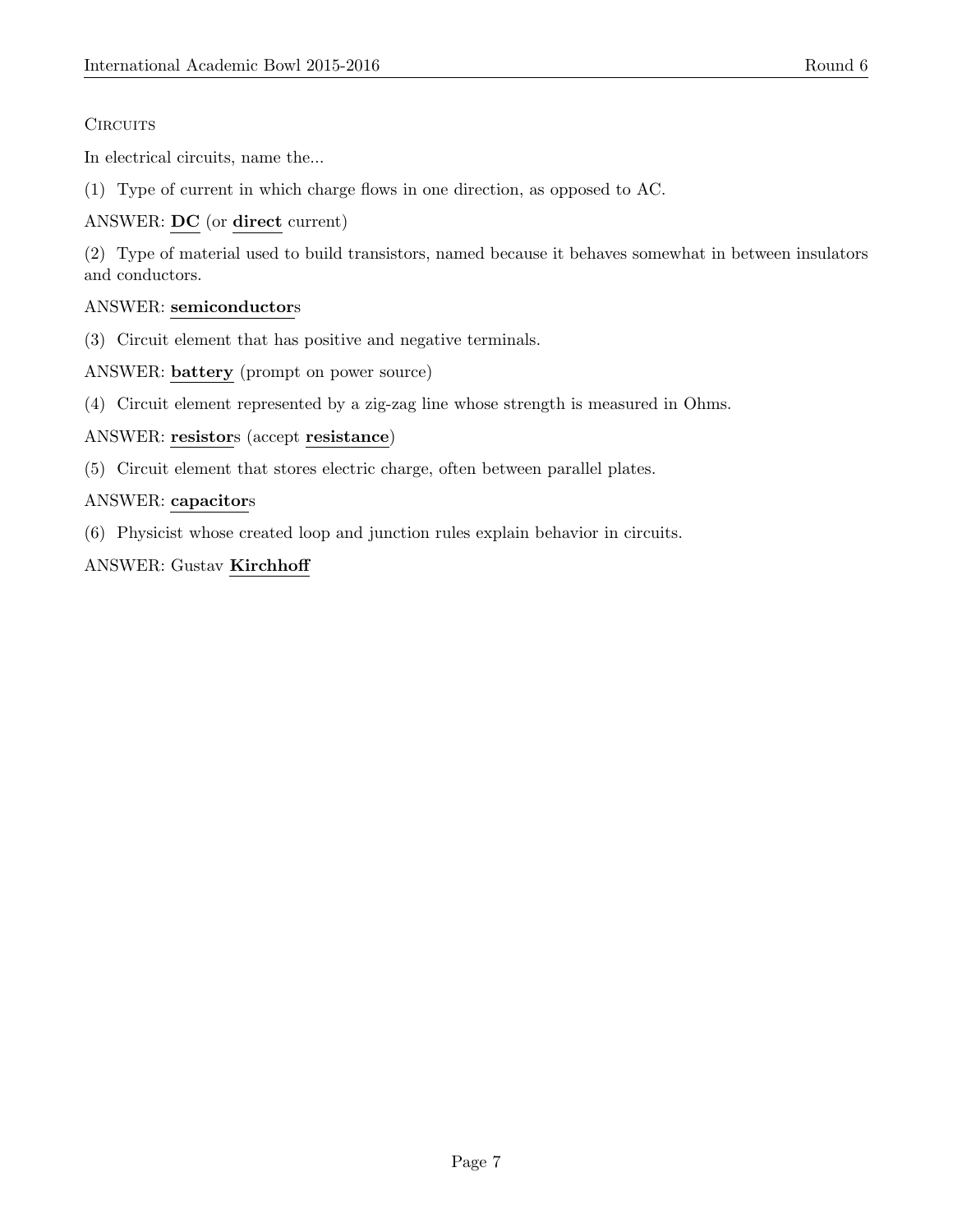Circuits

In electrical circuits, name the...

(1) Type of current in which charge flows in one direction, as opposed to AC.

ANSWER: **DC** (or **direct** current)

(2) Type of material used to build transistors, named because it behaves somewhat in between insulators and conductors.

ANSWER: **semiconductor**s

(3) Circuit element that has positive and negative terminals.

ANSWER: **battery** (prompt on power source)

(4) Circuit element represented by a zig-zag line whose strength is measured in Ohms.

ANSWER: **resistor**s (accept **resistance**)

(5) Circuit element that stores electric charge, often between parallel plates.

ANSWER: **capacitor**s

(6) Physicist whose created loop and junction rules explain behavior in circuits.

ANSWER: Gustav **Kirchhoff**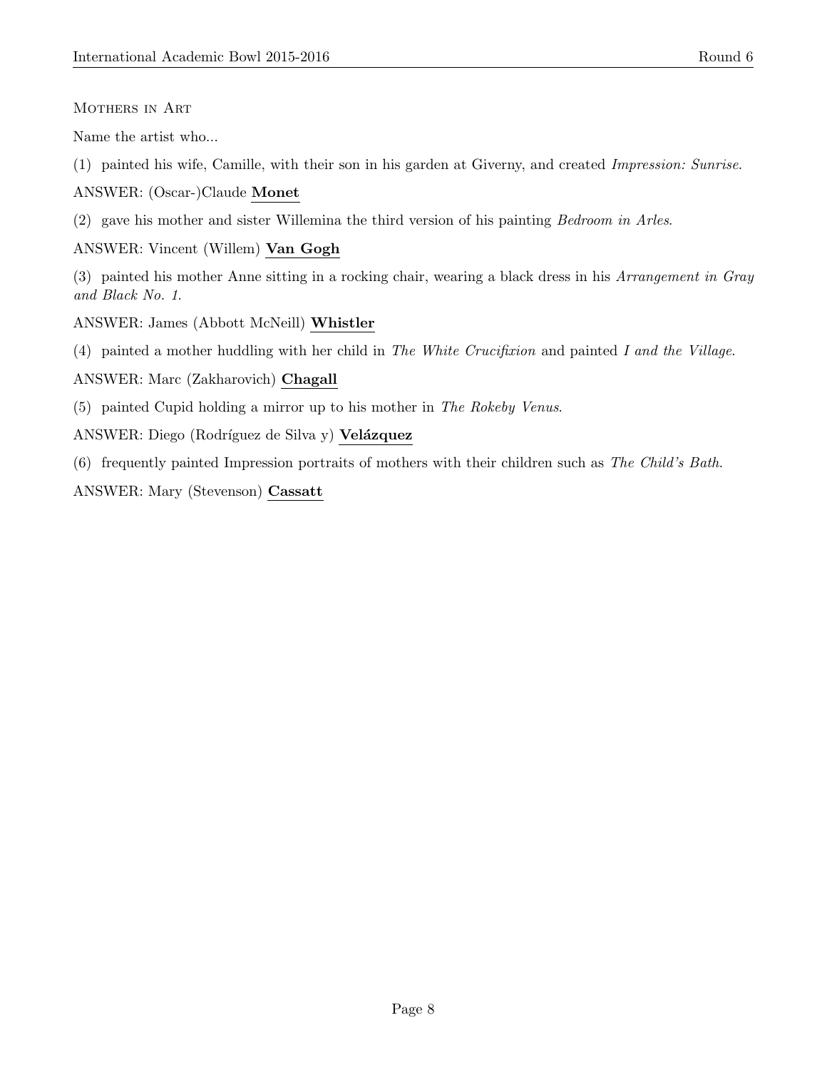## Mothers in Art

Name the artist who...

(1) painted his wife, Camille, with their son in his garden at Giverny, and created *Impression: Sunrise*.

ANSWER: (Oscar-)Claude **Monet**

(2) gave his mother and sister Willemina the third version of his painting *Bedroom in Arles*.

ANSWER: Vincent (Willem) **Van Gogh**

(3) painted his mother Anne sitting in a rocking chair, wearing a black dress in his *Arrangement in Gray and Black No. 1.*

ANSWER: James (Abbott McNeill) **Whistler**

(4) painted a mother huddling with her child in *The White Crucifixion* and painted *I and the Village*.

ANSWER: Marc (Zakharovich) **Chagall**

(5) painted Cupid holding a mirror up to his mother in *The Rokeby Venus*.

ANSWER: Diego (Rodríguez de Silva y) **Velázquez**

(6) frequently painted Impression portraits of mothers with their children such as *The Child's Bath*.

ANSWER: Mary (Stevenson) **Cassatt**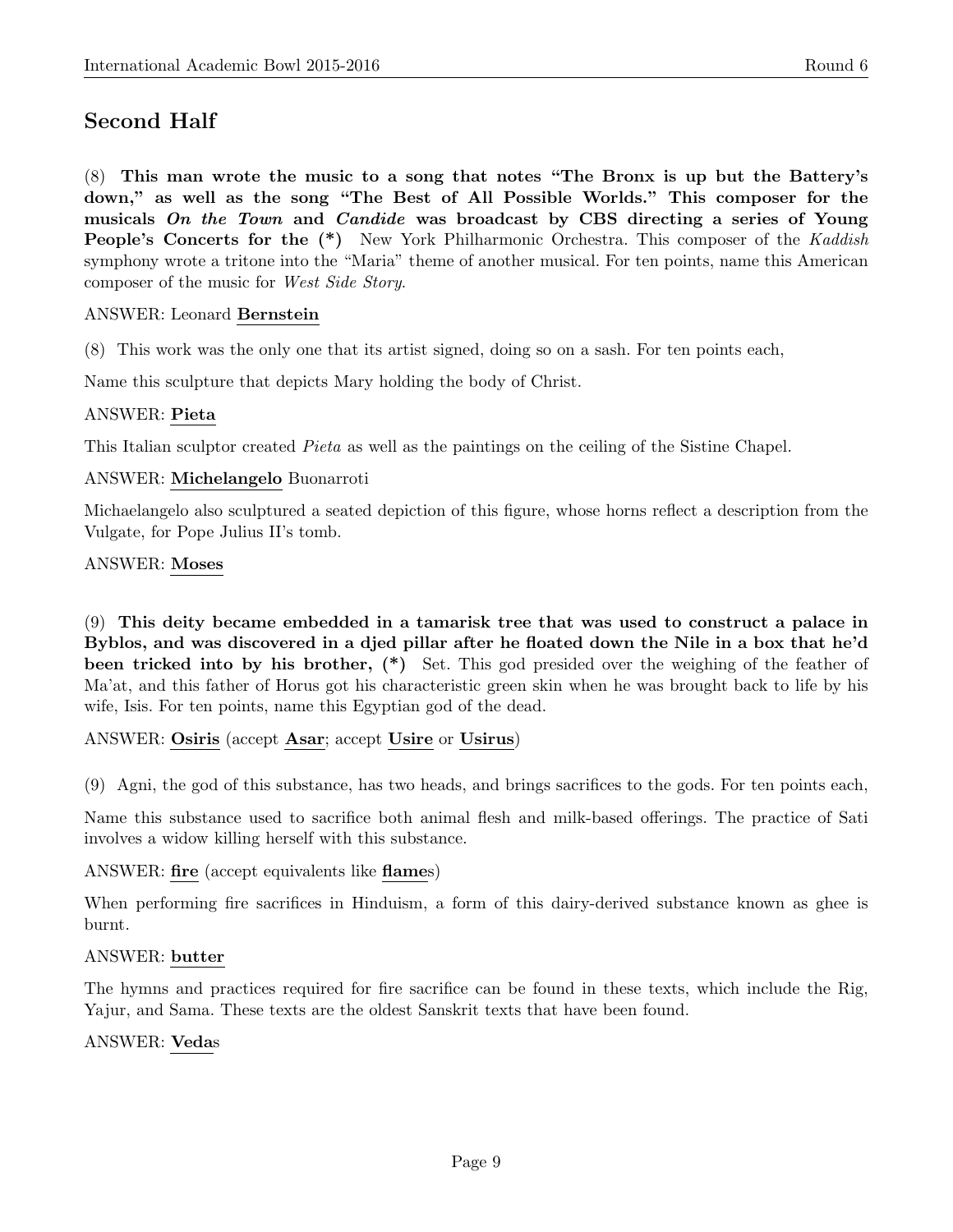## Second Half

(8) **This man wrote the music to a song that notes "The Bronx is up but the Battery's down," as well as the song "The Best of All Possible Worlds." This composer for the musicals *On the Town* and *Candide* was broadcast by CBS directing a series of Young People's Concerts for the (*)** New York Philharmonic Orchestra. This composer of the *Kaddish* symphony wrote a tritone into the "Maria" theme of another musical. For ten points, name this American composer of the music for *West Side Story*.

ANSWER: Leonard **Bernstein**

(8) This work was the only one that its artist signed, doing so on a sash. For ten points each,

Name this sculpture that depicts Mary holding the body of Christ.

ANSWER: **Pieta**

This Italian sculptor created *Pieta* as well as the paintings on the ceiling of the Sistine Chapel.

ANSWER: **Michelangelo** Buonarroti

Michaelangelo also sculptured a seated depiction of this figure, whose horns reflect a description from the Vulgate, for Pope Julius II's tomb.

ANSWER: **Moses**

(9) **This deity became embedded in a tamarisk tree that was used to construct a palace in Byblos, and was discovered in a djed pillar after he floated down the Nile in a box that he'd been tricked into by his brother, (*)** Set. This god presided over the weighing of the feather of Ma'at, and this father of Horus got his characteristic green skin when he was brought back to life by his wife, Isis. For ten points, name this Egyptian god of the dead.

ANSWER: **Osiris** (accept **Asar**; accept **Usire** or **Usirus**)

(9) Agni, the god of this substance, has two heads, and brings sacrifices to the gods. For ten points each,

Name this substance used to sacrifice both animal flesh and milk-based offerings. The practice of Sati involves a widow killing herself with this substance.

ANSWER: **fire** (accept equivalents like **flame**s)

When performing fire sacrifices in Hinduism, a form of this dairy-derived substance known as ghee is burnt.

ANSWER: **butter**

The hymns and practices required for fire sacrifice can be found in these texts, which include the Rig, Yajur, and Sama. These texts are the oldest Sanskrit texts that have been found.

ANSWER: **Veda**s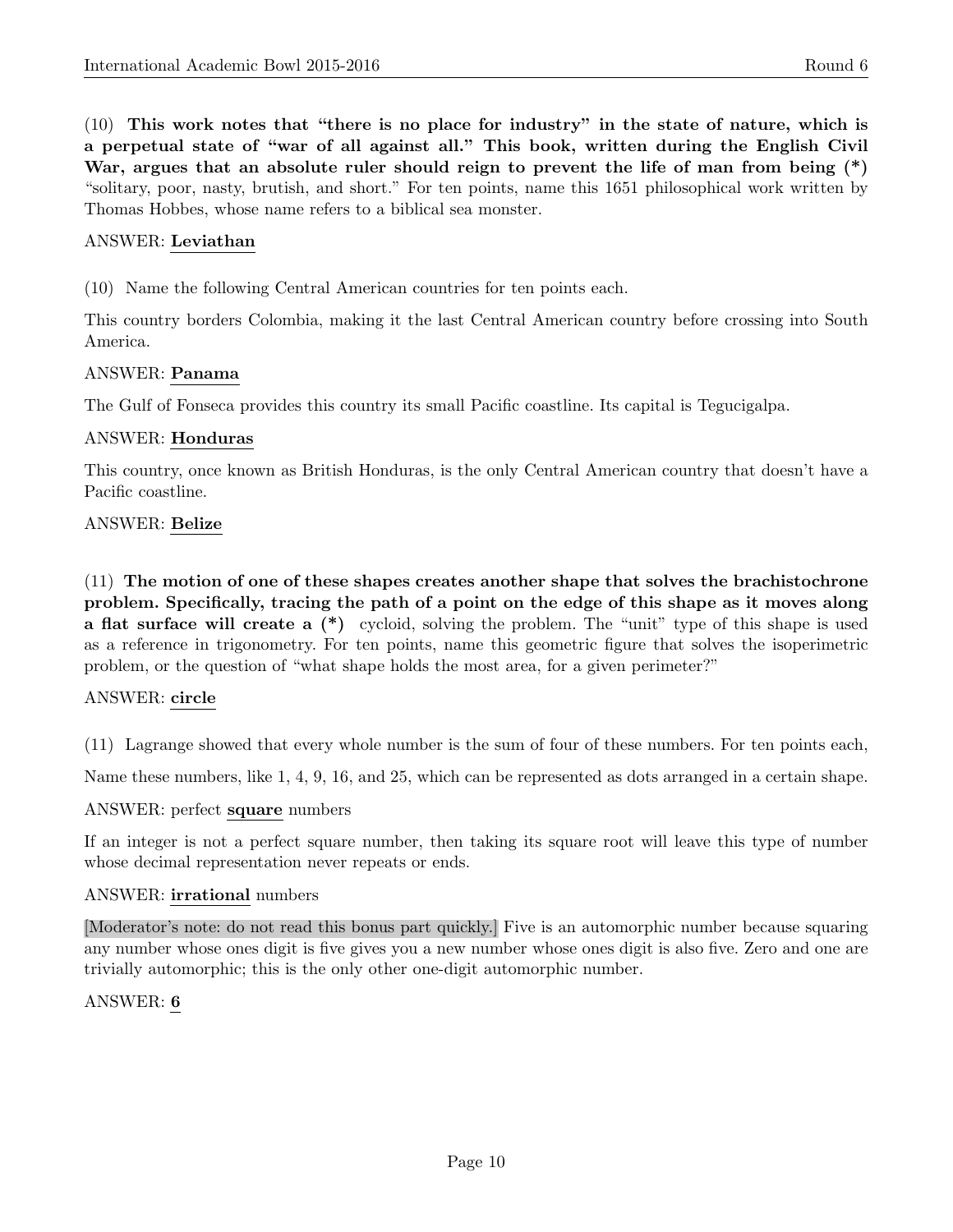(10) **This work notes that "there is no place for industry" in the state of nature, which is a perpetual state of "war of all against all." This book, written during the English Civil War, argues that an absolute ruler should reign to prevent the life of man from being (*)** "solitary, poor, nasty, brutish, and short." For ten points, name this 1651 philosophical work written by Thomas Hobbes, whose name refers to a biblical sea monster.

ANSWER: **Leviathan**

(10) Name the following Central American countries for ten points each.

This country borders Colombia, making it the last Central American country before crossing into South America.

ANSWER: **Panama**

The Gulf of Fonseca provides this country its small Pacific coastline. Its capital is Tegucigalpa.

ANSWER: **Honduras**

This country, once known as British Honduras, is the only Central American country that doesn't have a Pacific coastline.

ANSWER: **Belize**

(11) **The motion of one of these shapes creates another shape that solves the brachistochrone problem. Specifically, tracing the path of a point on the edge of this shape as it moves along a flat surface will create a (*)** cycloid, solving the problem. The "unit" type of this shape is used as a reference in trigonometry. For ten points, name this geometric figure that solves the isoperimetric problem, or the question of "what shape holds the most area, for a given perimeter?"

ANSWER: **circle**

(11) Lagrange showed that every whole number is the sum of four of these numbers. For ten points each,

Name these numbers, like 1, 4, 9, 16, and 25, which can be represented as dots arranged in a certain shape.

ANSWER: perfect **square** numbers

If an integer is not a perfect square number, then taking its square root will leave this type of number whose decimal representation never repeats or ends.

ANSWER: **irrational** numbers

[Moderator's note: do not read this bonus part quickly.] Five is an automorphic number because squaring any number whose ones digit is five gives you a new number whose ones digit is also five. Zero and one are trivially automorphic; this is the only other one-digit automorphic number.

ANSWER: **6**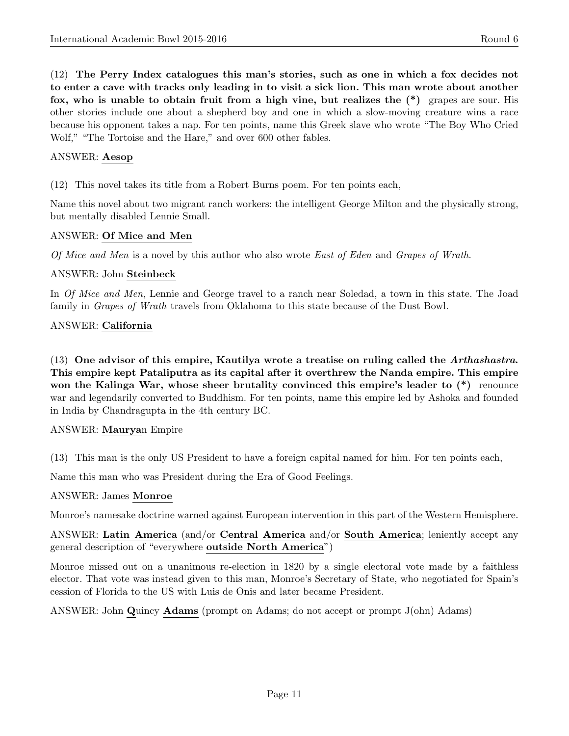(12) **The Perry Index catalogues this man's stories, such as one in which a fox decides not to enter a cave with tracks only leading in to visit a sick lion. This man wrote about another fox, who is unable to obtain fruit from a high vine, but realizes the (*)** grapes are sour. His other stories include one about a shepherd boy and one in which a slow-moving creature wins a race because his opponent takes a nap. For ten points, name this Greek slave who wrote "The Boy Who Cried Wolf," "The Tortoise and the Hare," and over 600 other fables.

ANSWER: **Aesop**

(12) This novel takes its title from a Robert Burns poem. For ten points each,

Name this novel about two migrant ranch workers: the intelligent George Milton and the physically strong, but mentally disabled Lennie Small.

ANSWER: **Of Mice and Men**

*Of Mice and Men* is a novel by this author who also wrote *East of Eden* and *Grapes of Wrath*.

ANSWER: John **Steinbeck**

In *Of Mice and Men*, Lennie and George travel to a ranch near Soledad, a town in this state. The Joad family in *Grapes of Wrath* travels from Oklahoma to this state because of the Dust Bowl.

ANSWER: **California**

(13) **One advisor of this empire, Kautilya wrote a treatise on ruling called the *Arthashastra*. This empire kept Pataliputra as its capital after it overthrew the Nanda empire. This empire won the Kalinga War, whose sheer brutality convinced this empire's leader to (*)** renounce war and legendarily converted to Buddhism. For ten points, name this empire led by Ashoka and founded in India by Chandragupta in the 4th century BC.

ANSWER: **Maurya**n Empire

(13) This man is the only US President to have a foreign capital named for him. For ten points each,

Name this man who was President during the Era of Good Feelings.

ANSWER: James **Monroe**

Monroe's namesake doctrine warned against European intervention in this part of the Western Hemisphere.

ANSWER: **Latin America** (and/or **Central America** and/or **South America**; leniently accept any general description of "everywhere **outside North America**")

Monroe missed out on a unanimous re-election in 1820 by a single electoral vote made by a faithless elector. That vote was instead given to this man, Monroe's Secretary of State, who negotiated for Spain's cession of Florida to the US with Luis de Onis and later became President.

ANSWER: John **Q**uincy **Adams** (prompt on Adams; do not accept or prompt J(ohn) Adams)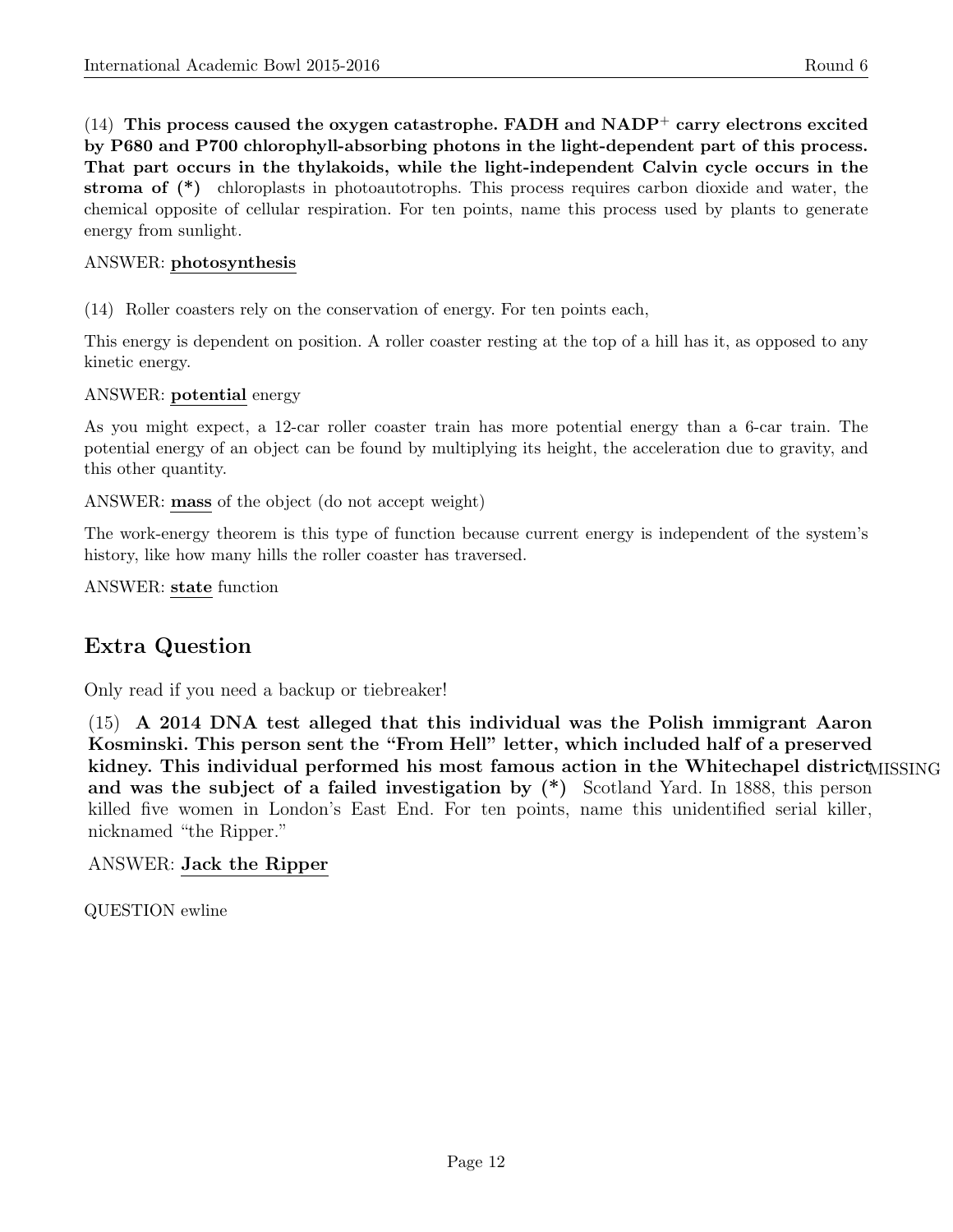(14) **This process caused the oxygen catastrophe. FADH and NADP$^+$ carry electrons excited by P680 and P700 chlorophyll-absorbing photons in the light-dependent part of this process. That part occurs in the thylakoids, while the light-independent Calvin cycle occurs in the stroma of (*)** chloroplasts in photoautotrophs. This process requires carbon dioxide and water, the chemical opposite of cellular respiration. For ten points, name this process used by plants to generate energy from sunlight.

ANSWER: **photosynthesis**

(14) Roller coasters rely on the conservation of energy. For ten points each,

This energy is dependent on position. A roller coaster resting at the top of a hill has it, as opposed to any kinetic energy.

ANSWER: **potential** energy

As you might expect, a 12-car roller coaster train has more potential energy than a 6-car train. The potential energy of an object can be found by multiplying its height, the acceleration due to gravity, and this other quantity.

ANSWER: **mass** of the object (do not accept weight)

The work-energy theorem is this type of function because current energy is independent of the system's history, like how many hills the roller coaster has traversed.

ANSWER: **state** function

## Extra Question

Only read if you need a backup or tiebreaker!

(15) **A 2014 DNA test alleged that this individual was the Polish immigrant Aaron Kosminski. This person sent the "From Hell" letter, which included half of a preserved kidney. This individual performed his most famous action in the Whitechapel district** MISSING **and was the subject of a failed investigation by (*)** Scotland Yard. In 1888, this person killed five women in London's East End. For ten points, name this unidentified serial killer, nicknamed "the Ripper."

ANSWER: **Jack the Ripper**

QUESTION ewline